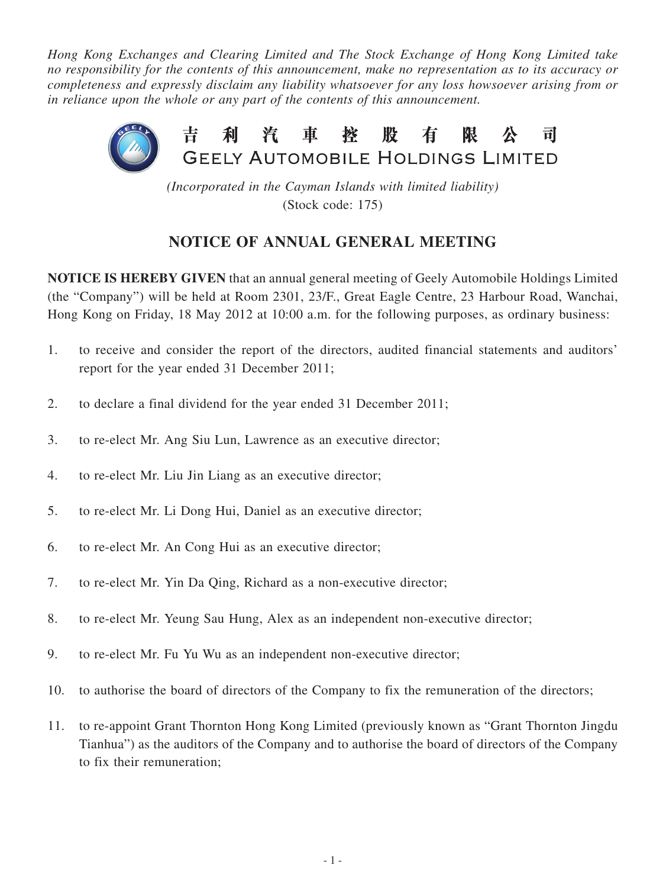*Hong Kong Exchanges and Clearing Limited and The Stock Exchange of Hong Kong Limited take no responsibility for the contents of this announcement, make no representation as to its accuracy or completeness and expressly disclaim any liability whatsoever for any loss howsoever arising from or in reliance upon the whole or any part of the contents of this announcement.*

# 吉 利 汽 車 控 股 有 限 公 司
# GEELY AUTOMOBILE HOLDINGS LIMITED

*(Incorporated in the Cayman Islands with limited liability)*
(Stock code: 175)

## NOTICE OF ANNUAL GENERAL MEETING

**NOTICE IS HEREBY GIVEN** that an annual general meeting of Geely Automobile Holdings Limited (the "Company") will be held at Room 2301, 23/F., Great Eagle Centre, 23 Harbour Road, Wanchai, Hong Kong on Friday, 18 May 2012 at 10:00 a.m. for the following purposes, as ordinary business:

1. to receive and consider the report of the directors, audited financial statements and auditors' report for the year ended 31 December 2011;

2. to declare a final dividend for the year ended 31 December 2011;

3. to re-elect Mr. Ang Siu Lun, Lawrence as an executive director;

4. to re-elect Mr. Liu Jin Liang as an executive director;

5. to re-elect Mr. Li Dong Hui, Daniel as an executive director;

6. to re-elect Mr. An Cong Hui as an executive director;

7. to re-elect Mr. Yin Da Qing, Richard as a non-executive director;

8. to re-elect Mr. Yeung Sau Hung, Alex as an independent non-executive director;

9. to re-elect Mr. Fu Yu Wu as an independent non-executive director;

10. to authorise the board of directors of the Company to fix the remuneration of the directors;

11. to re-appoint Grant Thornton Hong Kong Limited (previously known as "Grant Thornton Jingdu Tianhua") as the auditors of the Company and to authorise the board of directors of the Company to fix their remuneration;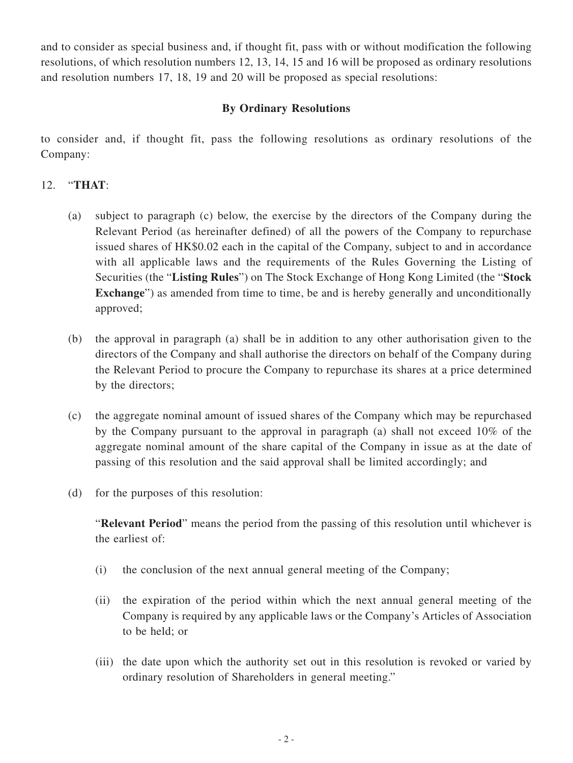and to consider as special business and, if thought fit, pass with or without modification the following resolutions, of which resolution numbers 12, 13, 14, 15 and 16 will be proposed as ordinary resolutions and resolution numbers 17, 18, 19 and 20 will be proposed as special resolutions:

**By Ordinary Resolutions**

to consider and, if thought fit, pass the following resolutions as ordinary resolutions of the Company:

12. "**THAT**:

    (a) subject to paragraph (c) below, the exercise by the directors of the Company during the Relevant Period (as hereinafter defined) of all the powers of the Company to repurchase issued shares of HK$0.02 each in the capital of the Company, subject to and in accordance with all applicable laws and the requirements of the Rules Governing the Listing of Securities (the "**Listing Rules**") on The Stock Exchange of Hong Kong Limited (the "**Stock Exchange**") as amended from time to time, be and is hereby generally and unconditionally approved;

    (b) the approval in paragraph (a) shall be in addition to any other authorisation given to the directors of the Company and shall authorise the directors on behalf of the Company during the Relevant Period to procure the Company to repurchase its shares at a price determined by the directors;

    (c) the aggregate nominal amount of issued shares of the Company which may be repurchased by the Company pursuant to the approval in paragraph (a) shall not exceed 10% of the aggregate nominal amount of the share capital of the Company in issue as at the date of passing of this resolution and the said approval shall be limited accordingly; and

    (d) for the purposes of this resolution:

        "**Relevant Period**" means the period from the passing of this resolution until whichever is the earliest of:

        (i) the conclusion of the next annual general meeting of the Company;

        (ii) the expiration of the period within which the next annual general meeting of the Company is required by any applicable laws or the Company's Articles of Association to be held; or

        (iii) the date upon which the authority set out in this resolution is revoked or varied by ordinary resolution of Shareholders in general meeting."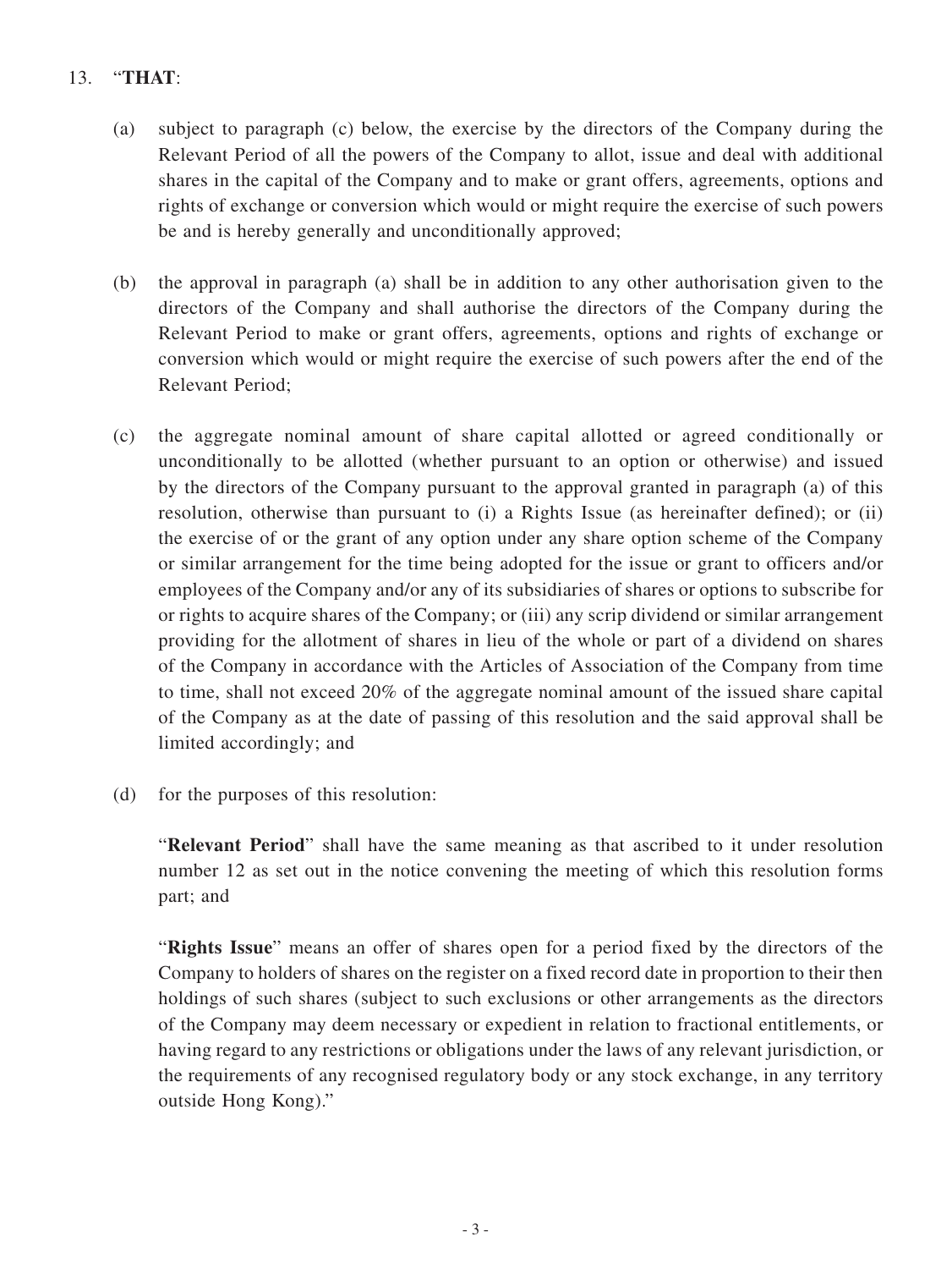13. "**THAT**:

    (a) subject to paragraph (c) below, the exercise by the directors of the Company during the Relevant Period of all the powers of the Company to allot, issue and deal with additional shares in the capital of the Company and to make or grant offers, agreements, options and rights of exchange or conversion which would or might require the exercise of such powers be and is hereby generally and unconditionally approved;

    (b) the approval in paragraph (a) shall be in addition to any other authorisation given to the directors of the Company and shall authorise the directors of the Company during the Relevant Period to make or grant offers, agreements, options and rights of exchange or conversion which would or might require the exercise of such powers after the end of the Relevant Period;

    (c) the aggregate nominal amount of share capital allotted or agreed conditionally or unconditionally to be allotted (whether pursuant to an option or otherwise) and issued by the directors of the Company pursuant to the approval granted in paragraph (a) of this resolution, otherwise than pursuant to (i) a Rights Issue (as hereinafter defined); or (ii) the exercise of or the grant of any option under any share option scheme of the Company or similar arrangement for the time being adopted for the issue or grant to officers and/or employees of the Company and/or any of its subsidiaries of shares or options to subscribe for or rights to acquire shares of the Company; or (iii) any scrip dividend or similar arrangement providing for the allotment of shares in lieu of the whole or part of a dividend on shares of the Company in accordance with the Articles of Association of the Company from time to time, shall not exceed 20% of the aggregate nominal amount of the issued share capital of the Company as at the date of passing of this resolution and the said approval shall be limited accordingly; and

    (d) for the purposes of this resolution:

    "**Relevant Period**" shall have the same meaning as that ascribed to it under resolution number 12 as set out in the notice convening the meeting of which this resolution forms part; and

    "**Rights Issue**" means an offer of shares open for a period fixed by the directors of the Company to holders of shares on the register on a fixed record date in proportion to their then holdings of such shares (subject to such exclusions or other arrangements as the directors of the Company may deem necessary or expedient in relation to fractional entitlements, or having regard to any restrictions or obligations under the laws of any relevant jurisdiction, or the requirements of any recognised regulatory body or any stock exchange, in any territory outside Hong Kong)."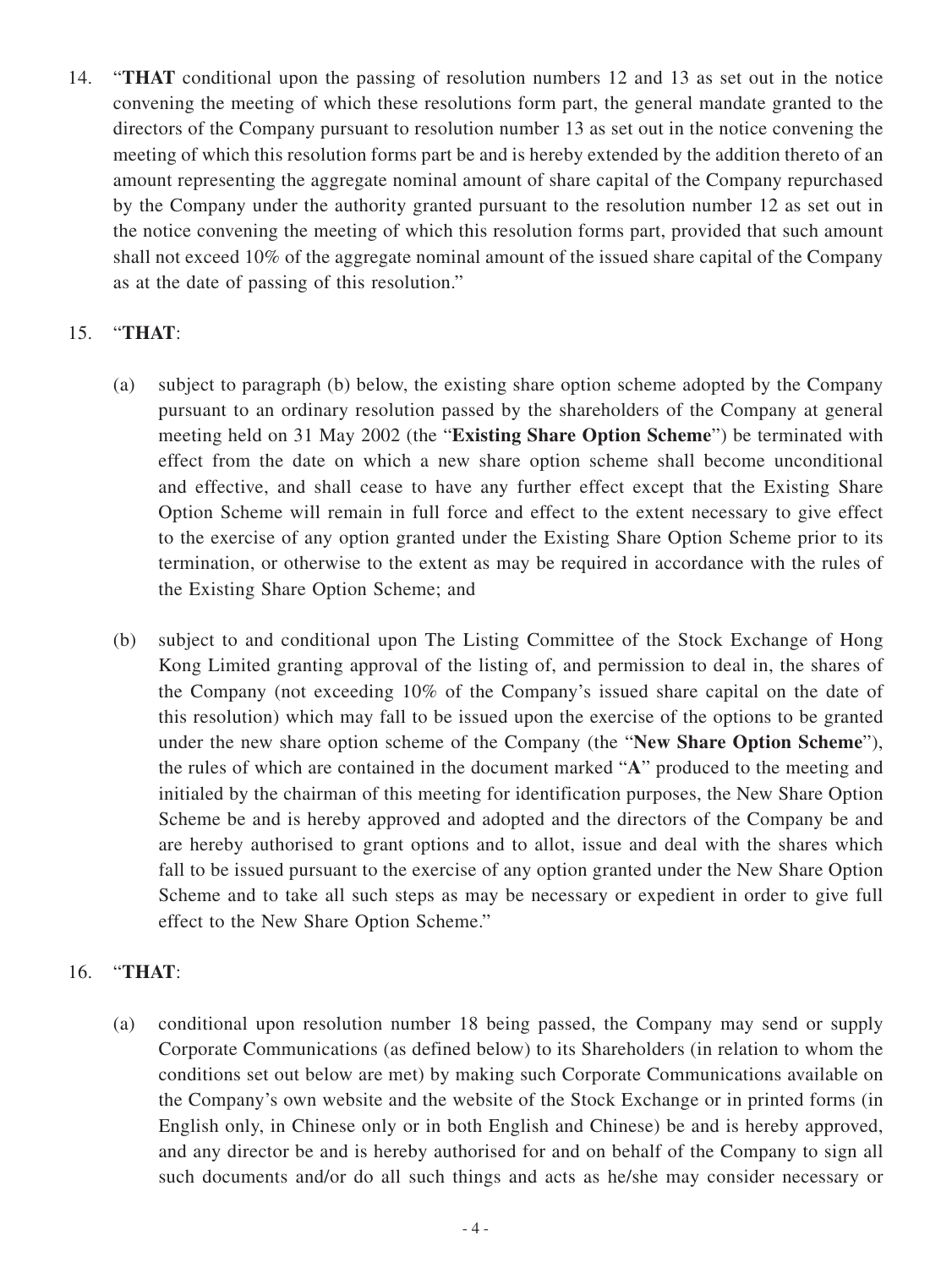14. "**THAT** conditional upon the passing of resolution numbers 12 and 13 as set out in the notice convening the meeting of which these resolutions form part, the general mandate granted to the directors of the Company pursuant to resolution number 13 as set out in the notice convening the meeting of which this resolution forms part be and is hereby extended by the addition thereto of an amount representing the aggregate nominal amount of share capital of the Company repurchased by the Company under the authority granted pursuant to the resolution number 12 as set out in the notice convening the meeting of which this resolution forms part, provided that such amount shall not exceed 10% of the aggregate nominal amount of the issued share capital of the Company as at the date of passing of this resolution."

15. "**THAT**:

    (a) subject to paragraph (b) below, the existing share option scheme adopted by the Company pursuant to an ordinary resolution passed by the shareholders of the Company at general meeting held on 31 May 2002 (the "**Existing Share Option Scheme**") be terminated with effect from the date on which a new share option scheme shall become unconditional and effective, and shall cease to have any further effect except that the Existing Share Option Scheme will remain in full force and effect to the extent necessary to give effect to the exercise of any option granted under the Existing Share Option Scheme prior to its termination, or otherwise to the extent as may be required in accordance with the rules of the Existing Share Option Scheme; and

    (b) subject to and conditional upon The Listing Committee of the Stock Exchange of Hong Kong Limited granting approval of the listing of, and permission to deal in, the shares of the Company (not exceeding 10% of the Company's issued share capital on the date of this resolution) which may fall to be issued upon the exercise of the options to be granted under the new share option scheme of the Company (the "**New Share Option Scheme**"), the rules of which are contained in the document marked "**A**" produced to the meeting and initialed by the chairman of this meeting for identification purposes, the New Share Option Scheme be and is hereby approved and adopted and the directors of the Company be and are hereby authorised to grant options and to allot, issue and deal with the shares which fall to be issued pursuant to the exercise of any option granted under the New Share Option Scheme and to take all such steps as may be necessary or expedient in order to give full effect to the New Share Option Scheme."

16. "**THAT**:

    (a) conditional upon resolution number 18 being passed, the Company may send or supply Corporate Communications (as defined below) to its Shareholders (in relation to whom the conditions set out below are met) by making such Corporate Communications available on the Company's own website and the website of the Stock Exchange or in printed forms (in English only, in Chinese only or in both English and Chinese) be and is hereby approved, and any director be and is hereby authorised for and on behalf of the Company to sign all such documents and/or do all such things and acts as he/she may consider necessary or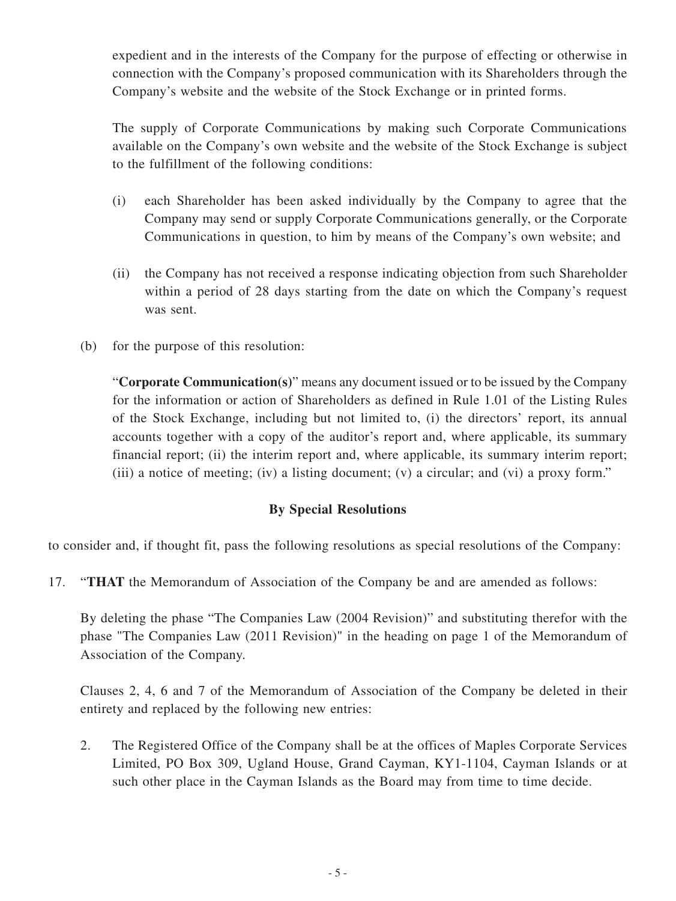expedient and in the interests of the Company for the purpose of effecting or otherwise in connection with the Company's proposed communication with its Shareholders through the Company's website and the website of the Stock Exchange or in printed forms.

The supply of Corporate Communications by making such Corporate Communications available on the Company's own website and the website of the Stock Exchange is subject to the fulfillment of the following conditions:

(i) each Shareholder has been asked individually by the Company to agree that the Company may send or supply Corporate Communications generally, or the Corporate Communications in question, to him by means of the Company's own website; and

(ii) the Company has not received a response indicating objection from such Shareholder within a period of 28 days starting from the date on which the Company's request was sent.

(b) for the purpose of this resolution:

"**Corporate Communication(s)**" means any document issued or to be issued by the Company for the information or action of Shareholders as defined in Rule 1.01 of the Listing Rules of the Stock Exchange, including but not limited to, (i) the directors' report, its annual accounts together with a copy of the auditor's report and, where applicable, its summary financial report; (ii) the interim report and, where applicable, its summary interim report; (iii) a notice of meeting; (iv) a listing document; (v) a circular; and (vi) a proxy form."

**By Special Resolutions**

to consider and, if thought fit, pass the following resolutions as special resolutions of the Company:

17. "**THAT** the Memorandum of Association of the Company be and are amended as follows:

By deleting the phase "The Companies Law (2004 Revision)" and substituting therefor with the phase "The Companies Law (2011 Revision)" in the heading on page 1 of the Memorandum of Association of the Company.

Clauses 2, 4, 6 and 7 of the Memorandum of Association of the Company be deleted in their entirety and replaced by the following new entries:

2. The Registered Office of the Company shall be at the offices of Maples Corporate Services Limited, PO Box 309, Ugland House, Grand Cayman, KY1-1104, Cayman Islands or at such other place in the Cayman Islands as the Board may from time to time decide.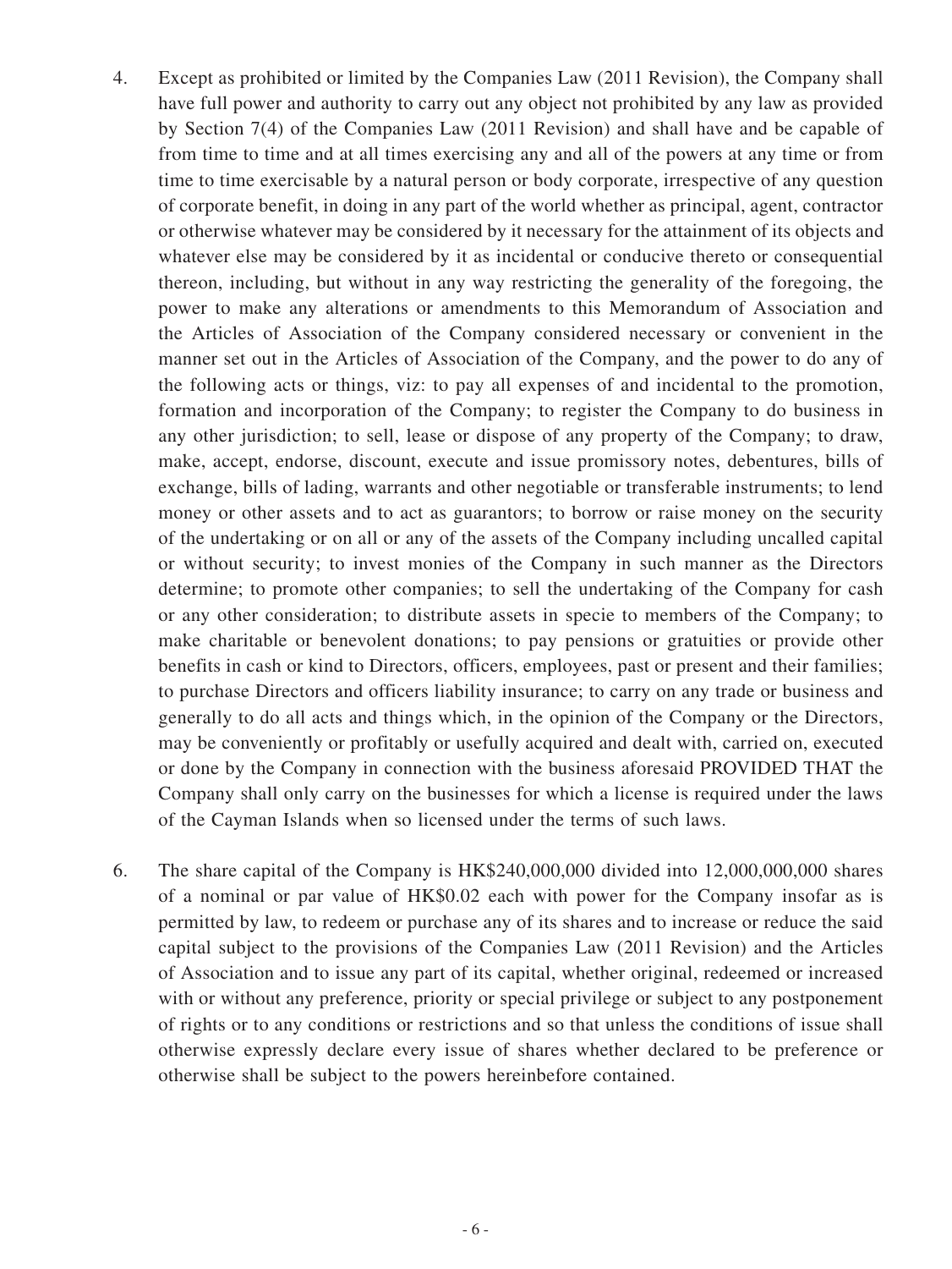4. Except as prohibited or limited by the Companies Law (2011 Revision), the Company shall have full power and authority to carry out any object not prohibited by any law as provided by Section 7(4) of the Companies Law (2011 Revision) and shall have and be capable of from time to time and at all times exercising any and all of the powers at any time or from time to time exercisable by a natural person or body corporate, irrespective of any question of corporate benefit, in doing in any part of the world whether as principal, agent, contractor or otherwise whatever may be considered by it necessary for the attainment of its objects and whatever else may be considered by it as incidental or conducive thereto or consequential thereon, including, but without in any way restricting the generality of the foregoing, the power to make any alterations or amendments to this Memorandum of Association and the Articles of Association of the Company considered necessary or convenient in the manner set out in the Articles of Association of the Company, and the power to do any of the following acts or things, viz: to pay all expenses of and incidental to the promotion, formation and incorporation of the Company; to register the Company to do business in any other jurisdiction; to sell, lease or dispose of any property of the Company; to draw, make, accept, endorse, discount, execute and issue promissory notes, debentures, bills of exchange, bills of lading, warrants and other negotiable or transferable instruments; to lend money or other assets and to act as guarantors; to borrow or raise money on the security of the undertaking or on all or any of the assets of the Company including uncalled capital or without security; to invest monies of the Company in such manner as the Directors determine; to promote other companies; to sell the undertaking of the Company for cash or any other consideration; to distribute assets in specie to members of the Company; to make charitable or benevolent donations; to pay pensions or gratuities or provide other benefits in cash or kind to Directors, officers, employees, past or present and their families; to purchase Directors and officers liability insurance; to carry on any trade or business and generally to do all acts and things which, in the opinion of the Company or the Directors, may be conveniently or profitably or usefully acquired and dealt with, carried on, executed or done by the Company in connection with the business aforesaid PROVIDED THAT the Company shall only carry on the businesses for which a license is required under the laws of the Cayman Islands when so licensed under the terms of such laws.

6. The share capital of the Company is HK$240,000,000 divided into 12,000,000,000 shares of a nominal or par value of HK$0.02 each with power for the Company insofar as is permitted by law, to redeem or purchase any of its shares and to increase or reduce the said capital subject to the provisions of the Companies Law (2011 Revision) and the Articles of Association and to issue any part of its capital, whether original, redeemed or increased with or without any preference, priority or special privilege or subject to any postponement of rights or to any conditions or restrictions and so that unless the conditions of issue shall otherwise expressly declare every issue of shares whether declared to be preference or otherwise shall be subject to the powers hereinbefore contained.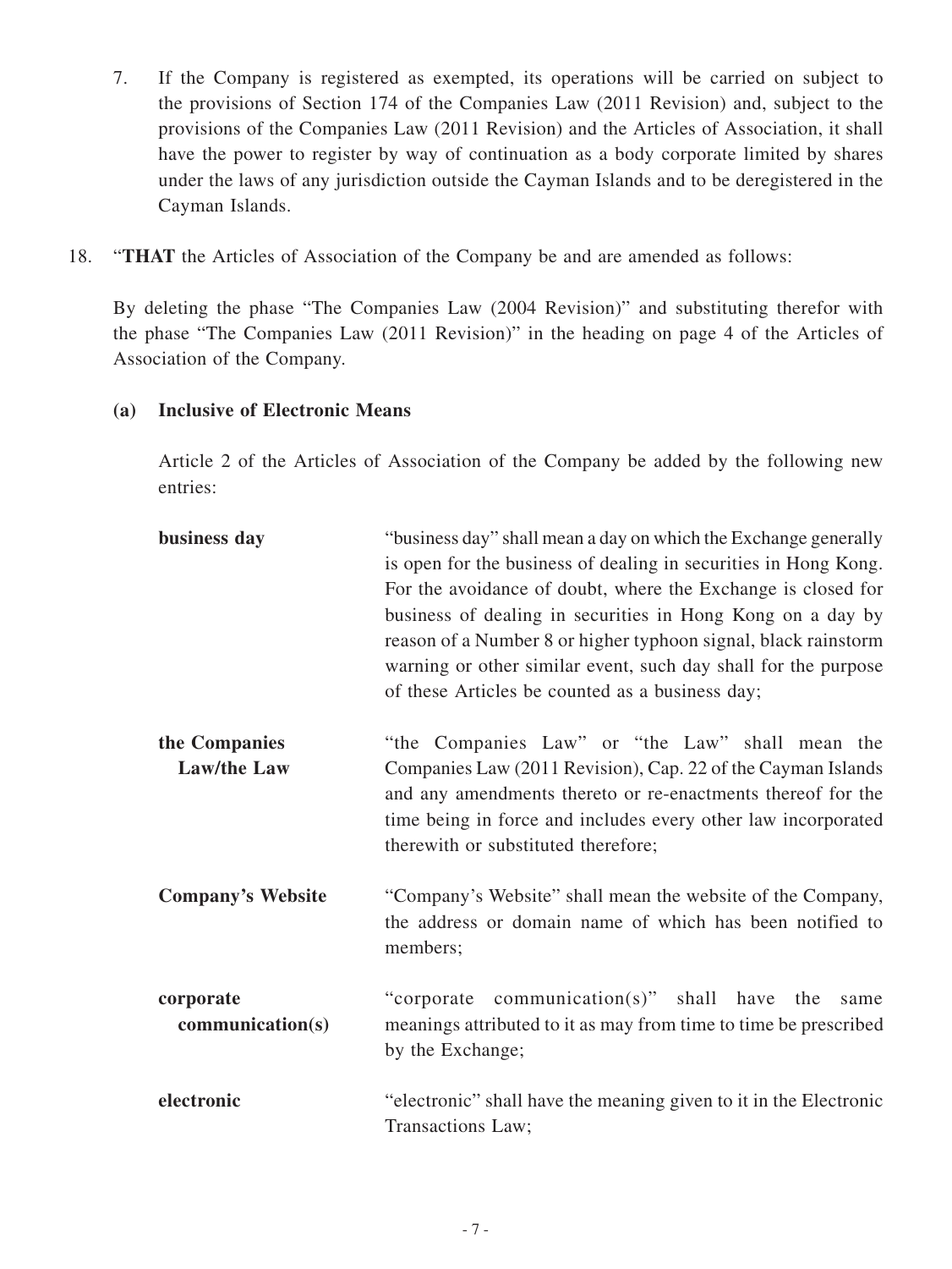7. If the Company is registered as exempted, its operations will be carried on subject to the provisions of Section 174 of the Companies Law (2011 Revision) and, subject to the provisions of the Companies Law (2011 Revision) and the Articles of Association, it shall have the power to register by way of continuation as a body corporate limited by shares under the laws of any jurisdiction outside the Cayman Islands and to be deregistered in the Cayman Islands.

18. "**THAT** the Articles of Association of the Company be and are amended as follows:

By deleting the phase "The Companies Law (2004 Revision)" and substituting therefor with the phase "The Companies Law (2011 Revision)" in the heading on page 4 of the Articles of Association of the Company.

**(a) Inclusive of Electronic Means**

Article 2 of the Articles of Association of the Company be added by the following new entries:

| | |
|---|---|
| **business day** | "business day" shall mean a day on which the Exchange generally is open for the business of dealing in securities in Hong Kong. For the avoidance of doubt, where the Exchange is closed for business of dealing in securities in Hong Kong on a day by reason of a Number 8 or higher typhoon signal, black rainstorm warning or other similar event, such day shall for the purpose of these Articles be counted as a business day; |
| **the Companies Law/the Law** | "the Companies Law" or "the Law" shall mean the Companies Law (2011 Revision), Cap. 22 of the Cayman Islands and any amendments thereto or re-enactments thereof for the time being in force and includes every other law incorporated therewith or substituted therefore; |
| **Company's Website** | "Company's Website" shall mean the website of the Company, the address or domain name of which has been notified to members; |
| **corporate communication(s)** | "corporate communication(s)" shall have the same meanings attributed to it as may from time to time be prescribed by the Exchange; |
| **electronic** | "electronic" shall have the meaning given to it in the Electronic Transactions Law; |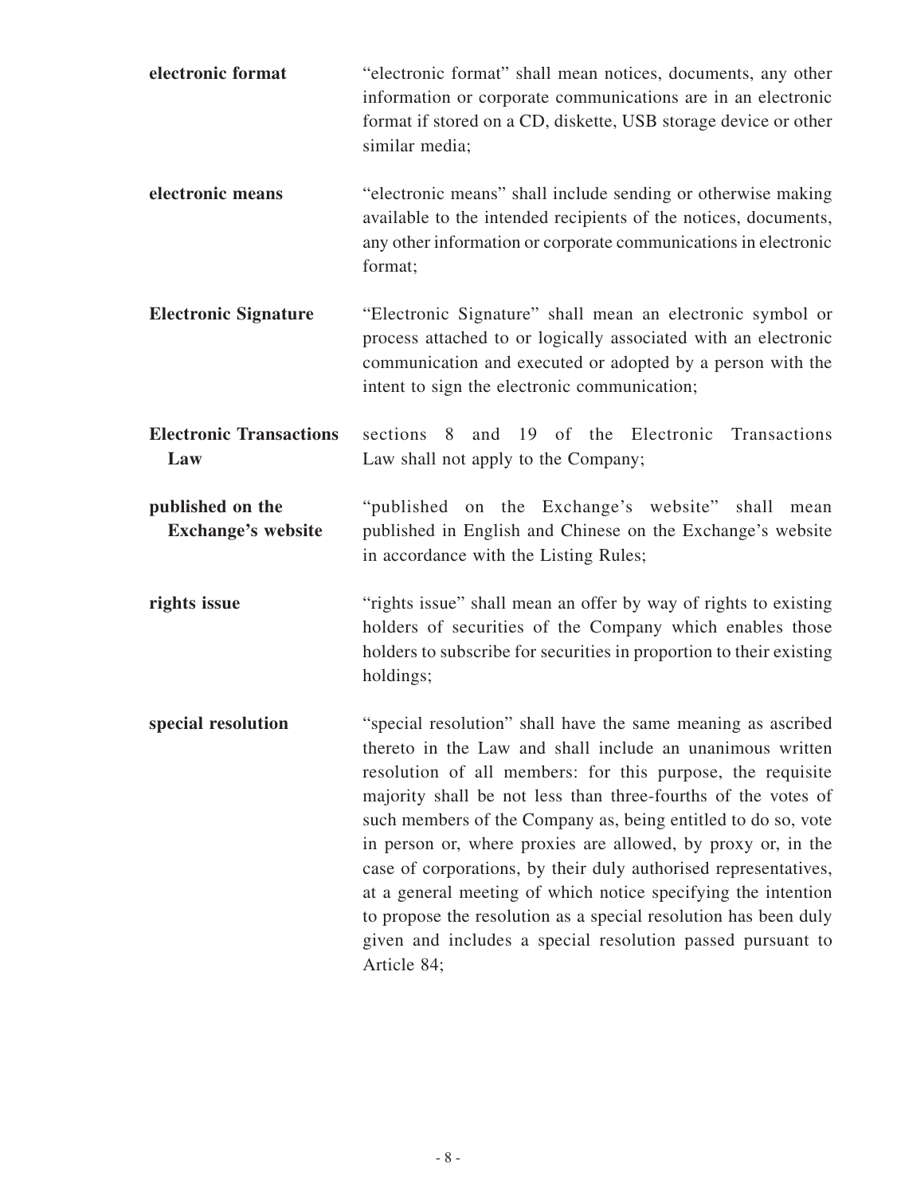| | |
|---|---|
| **electronic format** | "electronic format" shall mean notices, documents, any other information or corporate communications are in an electronic format if stored on a CD, diskette, USB storage device or other similar media; |
| **electronic means** | "electronic means" shall include sending or otherwise making available to the intended recipients of the notices, documents, any other information or corporate communications in electronic format; |
| **Electronic Signature** | "Electronic Signature" shall mean an electronic symbol or process attached to or logically associated with an electronic communication and executed or adopted by a person with the intent to sign the electronic communication; |
| **Electronic Transactions Law** | sections 8 and 19 of the Electronic Transactions Law shall not apply to the Company; |
| **published on the Exchange's website** | "published on the Exchange's website" shall mean published in English and Chinese on the Exchange's website in accordance with the Listing Rules; |
| **rights issue** | "rights issue" shall mean an offer by way of rights to existing holders of securities of the Company which enables those holders to subscribe for securities in proportion to their existing holdings; |
| **special resolution** | "special resolution" shall have the same meaning as ascribed thereto in the Law and shall include an unanimous written resolution of all members: for this purpose, the requisite majority shall be not less than three-fourths of the votes of such members of the Company as, being entitled to do so, vote in person or, where proxies are allowed, by proxy or, in the case of corporations, by their duly authorised representatives, at a general meeting of which notice specifying the intention to propose the resolution as a special resolution has been duly given and includes a special resolution passed pursuant to Article 84; |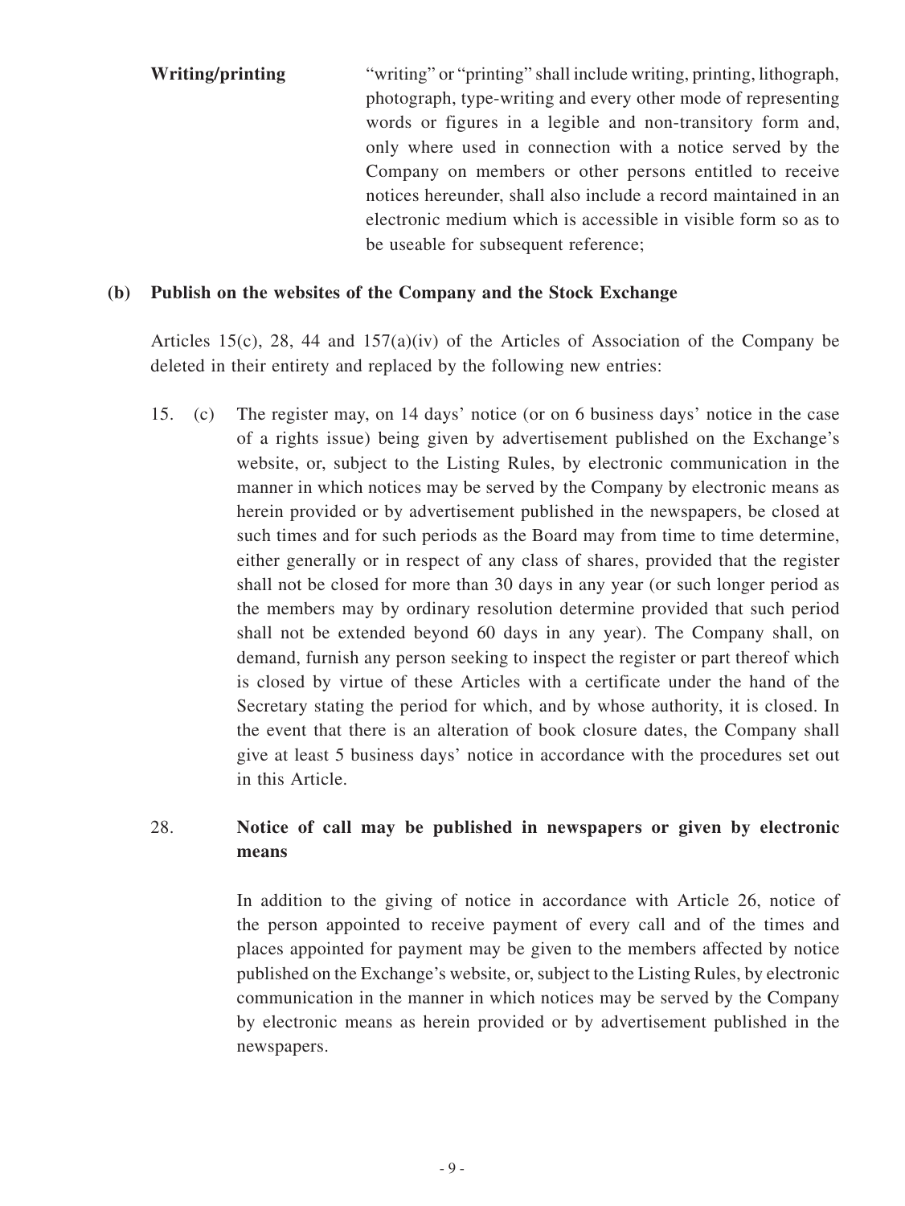**Writing/printing** "writing" or "printing" shall include writing, printing, lithograph, photograph, type-writing and every other mode of representing words or figures in a legible and non-transitory form and, only where used in connection with a notice served by the Company on members or other persons entitled to receive notices hereunder, shall also include a record maintained in an electronic medium which is accessible in visible form so as to be useable for subsequent reference;

**(b) Publish on the websites of the Company and the Stock Exchange**

Articles 15(c), 28, 44 and 157(a)(iv) of the Articles of Association of the Company be deleted in their entirety and replaced by the following new entries:

15. (c) The register may, on 14 days' notice (or on 6 business days' notice in the case of a rights issue) being given by advertisement published on the Exchange's website, or, subject to the Listing Rules, by electronic communication in the manner in which notices may be served by the Company by electronic means as herein provided or by advertisement published in the newspapers, be closed at such times and for such periods as the Board may from time to time determine, either generally or in respect of any class of shares, provided that the register shall not be closed for more than 30 days in any year (or such longer period as the members may by ordinary resolution determine provided that such period shall not be extended beyond 60 days in any year). The Company shall, on demand, furnish any person seeking to inspect the register or part thereof which is closed by virtue of these Articles with a certificate under the hand of the Secretary stating the period for which, and by whose authority, it is closed. In the event that there is an alteration of book closure dates, the Company shall give at least 5 business days' notice in accordance with the procedures set out in this Article.

28. **Notice of call may be published in newspapers or given by electronic means**

In addition to the giving of notice in accordance with Article 26, notice of the person appointed to receive payment of every call and of the times and places appointed for payment may be given to the members affected by notice published on the Exchange's website, or, subject to the Listing Rules, by electronic communication in the manner in which notices may be served by the Company by electronic means as herein provided or by advertisement published in the newspapers.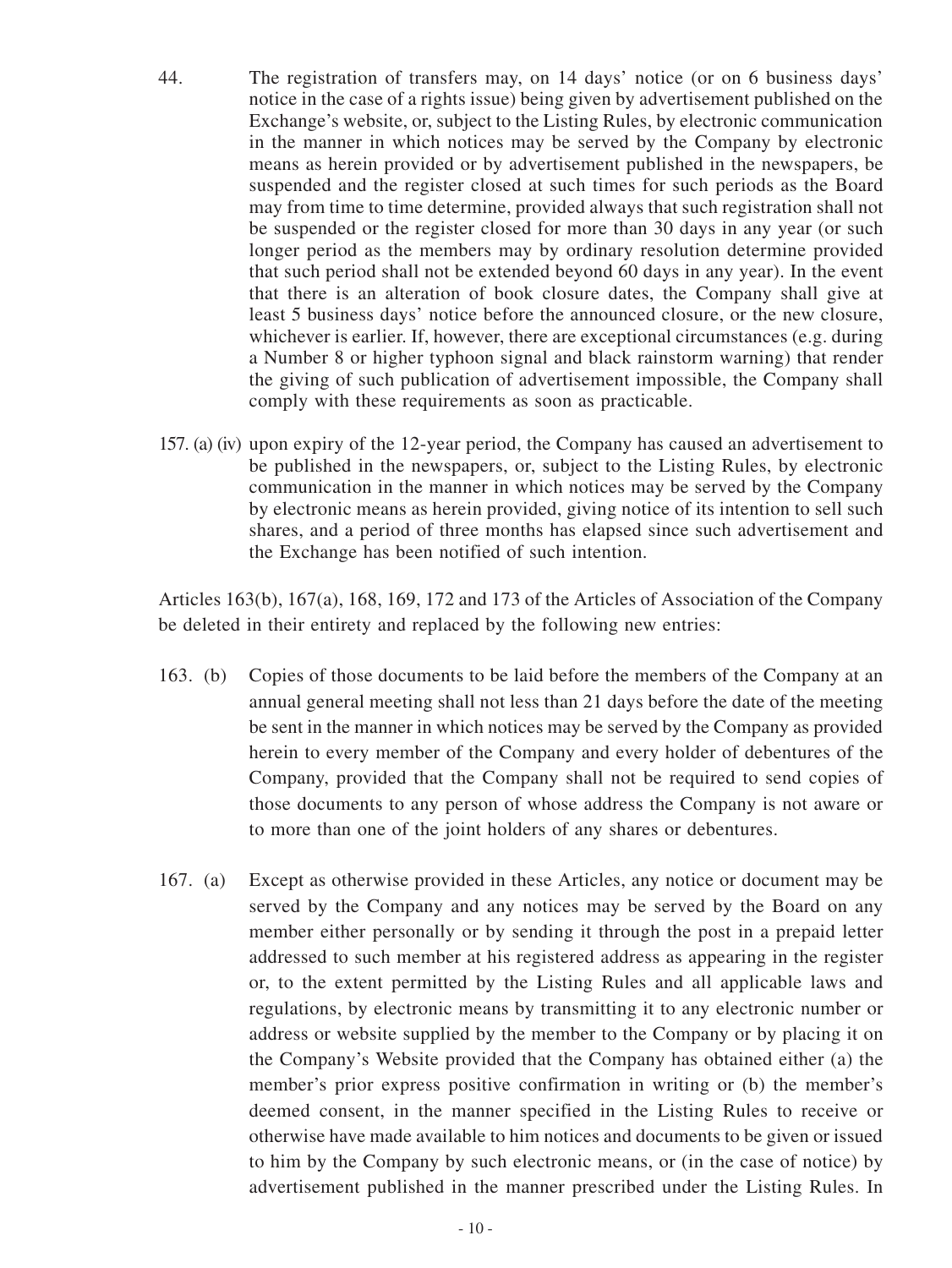44. The registration of transfers may, on 14 days' notice (or on 6 business days' notice in the case of a rights issue) being given by advertisement published on the Exchange's website, or, subject to the Listing Rules, by electronic communication in the manner in which notices may be served by the Company by electronic means as herein provided or by advertisement published in the newspapers, be suspended and the register closed at such times for such periods as the Board may from time to time determine, provided always that such registration shall not be suspended or the register closed for more than 30 days in any year (or such longer period as the members may by ordinary resolution determine provided that such period shall not be extended beyond 60 days in any year). In the event that there is an alteration of book closure dates, the Company shall give at least 5 business days' notice before the announced closure, or the new closure, whichever is earlier. If, however, there are exceptional circumstances (e.g. during a Number 8 or higher typhoon signal and black rainstorm warning) that render the giving of such publication of advertisement impossible, the Company shall comply with these requirements as soon as practicable.

157. (a) (iv) upon expiry of the 12-year period, the Company has caused an advertisement to be published in the newspapers, or, subject to the Listing Rules, by electronic communication in the manner in which notices may be served by the Company by electronic means as herein provided, giving notice of its intention to sell such shares, and a period of three months has elapsed since such advertisement and the Exchange has been notified of such intention.

Articles 163(b), 167(a), 168, 169, 172 and 173 of the Articles of Association of the Company be deleted in their entirety and replaced by the following new entries:

163. (b) Copies of those documents to be laid before the members of the Company at an annual general meeting shall not less than 21 days before the date of the meeting be sent in the manner in which notices may be served by the Company as provided herein to every member of the Company and every holder of debentures of the Company, provided that the Company shall not be required to send copies of those documents to any person of whose address the Company is not aware or to more than one of the joint holders of any shares or debentures.

167. (a) Except as otherwise provided in these Articles, any notice or document may be served by the Company and any notices may be served by the Board on any member either personally or by sending it through the post in a prepaid letter addressed to such member at his registered address as appearing in the register or, to the extent permitted by the Listing Rules and all applicable laws and regulations, by electronic means by transmitting it to any electronic number or address or website supplied by the member to the Company or by placing it on the Company's Website provided that the Company has obtained either (a) the member's prior express positive confirmation in writing or (b) the member's deemed consent, in the manner specified in the Listing Rules to receive or otherwise have made available to him notices and documents to be given or issued to him by the Company by such electronic means, or (in the case of notice) by advertisement published in the manner prescribed under the Listing Rules. In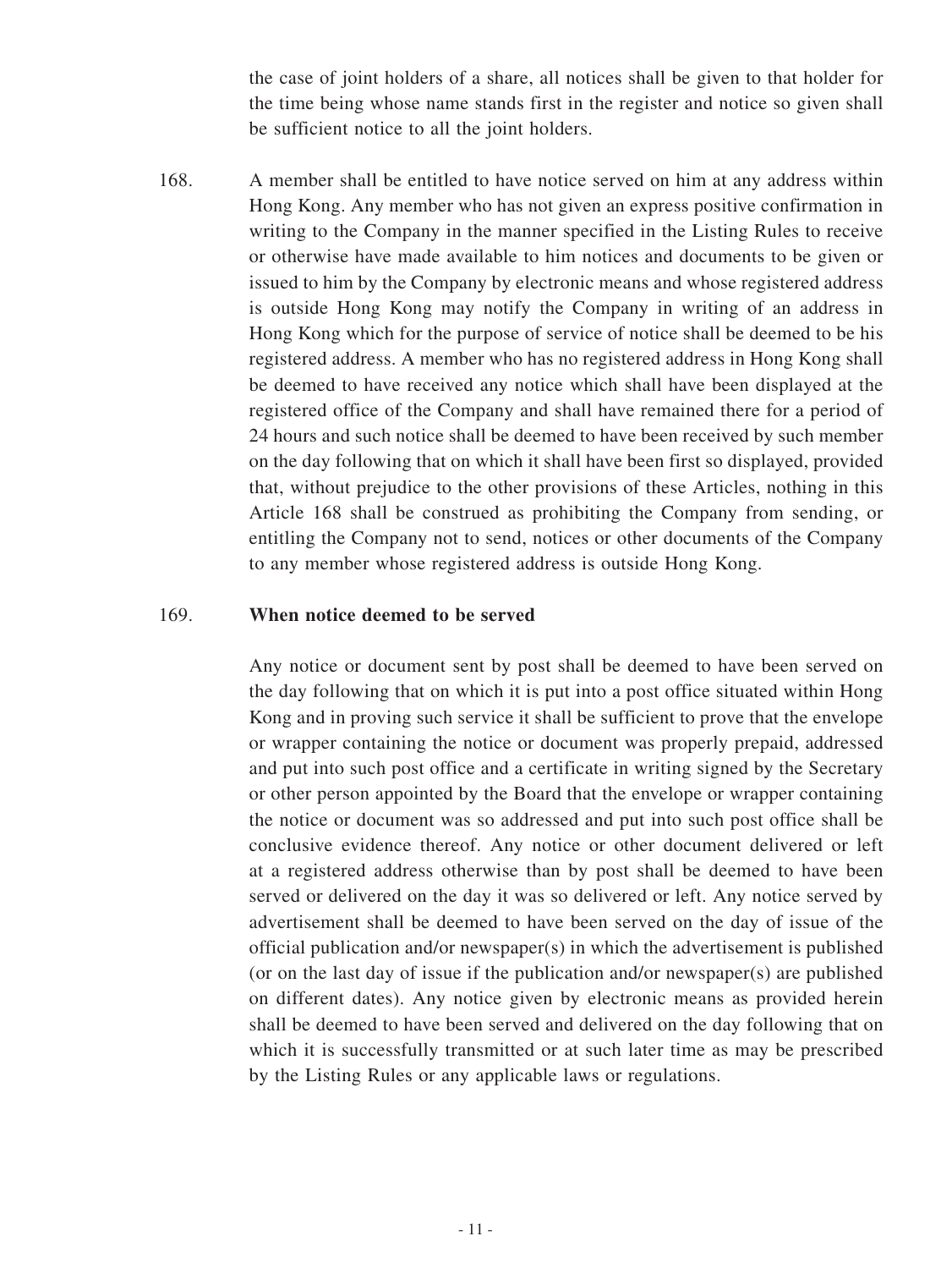the case of joint holders of a share, all notices shall be given to that holder for the time being whose name stands first in the register and notice so given shall be sufficient notice to all the joint holders.

168. A member shall be entitled to have notice served on him at any address within Hong Kong. Any member who has not given an express positive confirmation in writing to the Company in the manner specified in the Listing Rules to receive or otherwise have made available to him notices and documents to be given or issued to him by the Company by electronic means and whose registered address is outside Hong Kong may notify the Company in writing of an address in Hong Kong which for the purpose of service of notice shall be deemed to be his registered address. A member who has no registered address in Hong Kong shall be deemed to have received any notice which shall have been displayed at the registered office of the Company and shall have remained there for a period of 24 hours and such notice shall be deemed to have been received by such member on the day following that on which it shall have been first so displayed, provided that, without prejudice to the other provisions of these Articles, nothing in this Article 168 shall be construed as prohibiting the Company from sending, or entitling the Company not to send, notices or other documents of the Company to any member whose registered address is outside Hong Kong.

169. **When notice deemed to be served**

Any notice or document sent by post shall be deemed to have been served on the day following that on which it is put into a post office situated within Hong Kong and in proving such service it shall be sufficient to prove that the envelope or wrapper containing the notice or document was properly prepaid, addressed and put into such post office and a certificate in writing signed by the Secretary or other person appointed by the Board that the envelope or wrapper containing the notice or document was so addressed and put into such post office shall be conclusive evidence thereof. Any notice or other document delivered or left at a registered address otherwise than by post shall be deemed to have been served or delivered on the day it was so delivered or left. Any notice served by advertisement shall be deemed to have been served on the day of issue of the official publication and/or newspaper(s) in which the advertisement is published (or on the last day of issue if the publication and/or newspaper(s) are published on different dates). Any notice given by electronic means as provided herein shall be deemed to have been served and delivered on the day following that on which it is successfully transmitted or at such later time as may be prescribed by the Listing Rules or any applicable laws or regulations.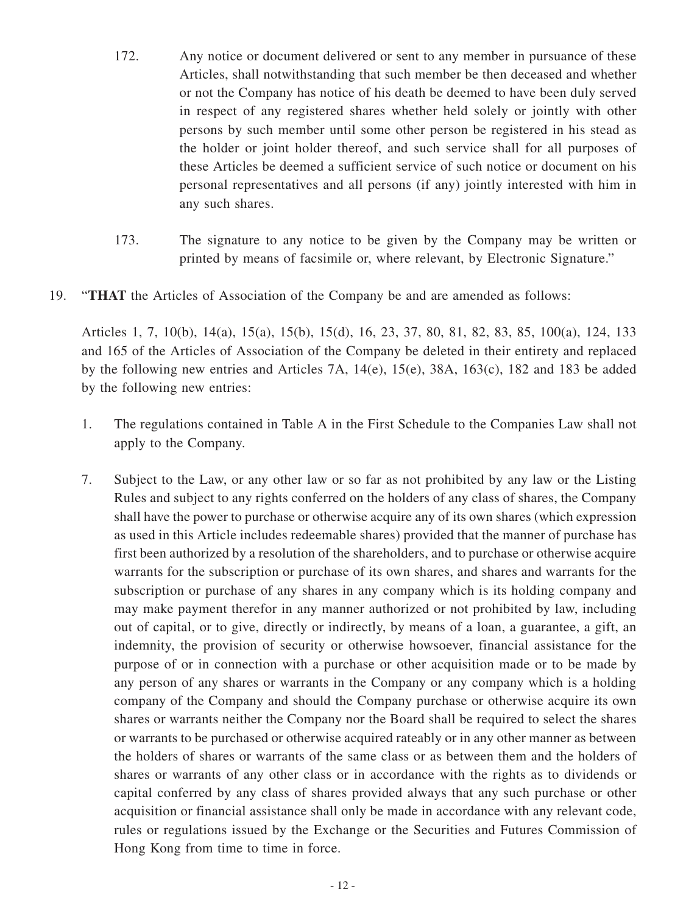172. Any notice or document delivered or sent to any member in pursuance of these Articles, shall notwithstanding that such member be then deceased and whether or not the Company has notice of his death be deemed to have been duly served in respect of any registered shares whether held solely or jointly with other persons by such member until some other person be registered in his stead as the holder or joint holder thereof, and such service shall for all purposes of these Articles be deemed a sufficient service of such notice or document on his personal representatives and all persons (if any) jointly interested with him in any such shares.

173. The signature to any notice to be given by the Company may be written or printed by means of facsimile or, where relevant, by Electronic Signature."

19. "**THAT** the Articles of Association of the Company be and are amended as follows:

Articles 1, 7, 10(b), 14(a), 15(a), 15(b), 15(d), 16, 23, 37, 80, 81, 82, 83, 85, 100(a), 124, 133 and 165 of the Articles of Association of the Company be deleted in their entirety and replaced by the following new entries and Articles 7A, 14(e), 15(e), 38A, 163(c), 182 and 183 be added by the following new entries:

1. The regulations contained in Table A in the First Schedule to the Companies Law shall not apply to the Company.

7. Subject to the Law, or any other law or so far as not prohibited by any law or the Listing Rules and subject to any rights conferred on the holders of any class of shares, the Company shall have the power to purchase or otherwise acquire any of its own shares (which expression as used in this Article includes redeemable shares) provided that the manner of purchase has first been authorized by a resolution of the shareholders, and to purchase or otherwise acquire warrants for the subscription or purchase of its own shares, and shares and warrants for the subscription or purchase of any shares in any company which is its holding company and may make payment therefor in any manner authorized or not prohibited by law, including out of capital, or to give, directly or indirectly, by means of a loan, a guarantee, a gift, an indemnity, the provision of security or otherwise howsoever, financial assistance for the purpose of or in connection with a purchase or other acquisition made or to be made by any person of any shares or warrants in the Company or any company which is a holding company of the Company and should the Company purchase or otherwise acquire its own shares or warrants neither the Company nor the Board shall be required to select the shares or warrants to be purchased or otherwise acquired rateably or in any other manner as between the holders of shares or warrants of the same class or as between them and the holders of shares or warrants of any other class or in accordance with the rights as to dividends or capital conferred by any class of shares provided always that any such purchase or other acquisition or financial assistance shall only be made in accordance with any relevant code, rules or regulations issued by the Exchange or the Securities and Futures Commission of Hong Kong from time to time in force.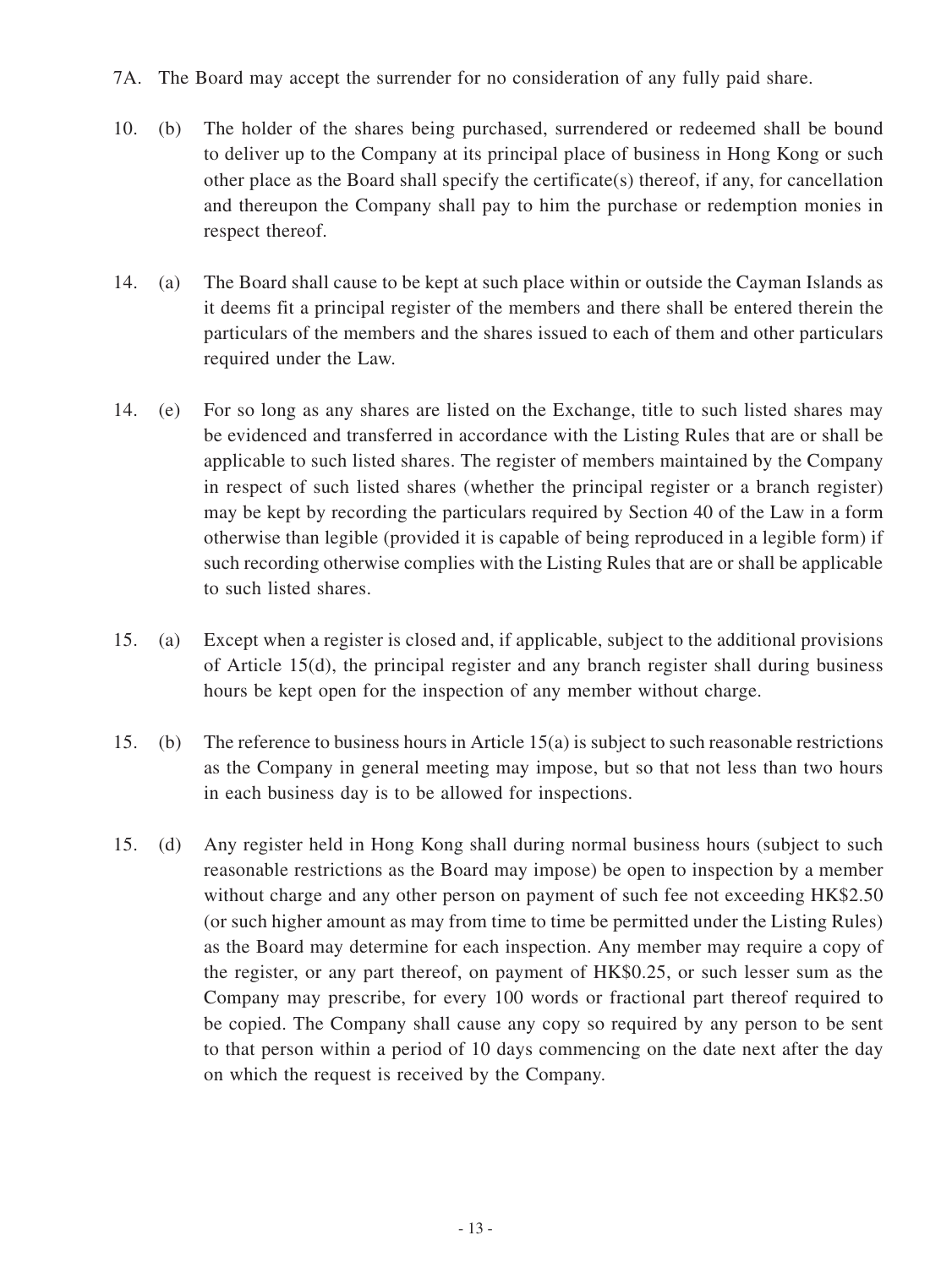7A. The Board may accept the surrender for no consideration of any fully paid share.

10. (b) The holder of the shares being purchased, surrendered or redeemed shall be bound to deliver up to the Company at its principal place of business in Hong Kong or such other place as the Board shall specify the certificate(s) thereof, if any, for cancellation and thereupon the Company shall pay to him the purchase or redemption monies in respect thereof.

14. (a) The Board shall cause to be kept at such place within or outside the Cayman Islands as it deems fit a principal register of the members and there shall be entered therein the particulars of the members and the shares issued to each of them and other particulars required under the Law.

14. (e) For so long as any shares are listed on the Exchange, title to such listed shares may be evidenced and transferred in accordance with the Listing Rules that are or shall be applicable to such listed shares. The register of members maintained by the Company in respect of such listed shares (whether the principal register or a branch register) may be kept by recording the particulars required by Section 40 of the Law in a form otherwise than legible (provided it is capable of being reproduced in a legible form) if such recording otherwise complies with the Listing Rules that are or shall be applicable to such listed shares.

15. (a) Except when a register is closed and, if applicable, subject to the additional provisions of Article 15(d), the principal register and any branch register shall during business hours be kept open for the inspection of any member without charge.

15. (b) The reference to business hours in Article 15(a) is subject to such reasonable restrictions as the Company in general meeting may impose, but so that not less than two hours in each business day is to be allowed for inspections.

15. (d) Any register held in Hong Kong shall during normal business hours (subject to such reasonable restrictions as the Board may impose) be open to inspection by a member without charge and any other person on payment of such fee not exceeding HK$2.50 (or such higher amount as may from time to time be permitted under the Listing Rules) as the Board may determine for each inspection. Any member may require a copy of the register, or any part thereof, on payment of HK$0.25, or such lesser sum as the Company may prescribe, for every 100 words or fractional part thereof required to be copied. The Company shall cause any copy so required by any person to be sent to that person within a period of 10 days commencing on the date next after the day on which the request is received by the Company.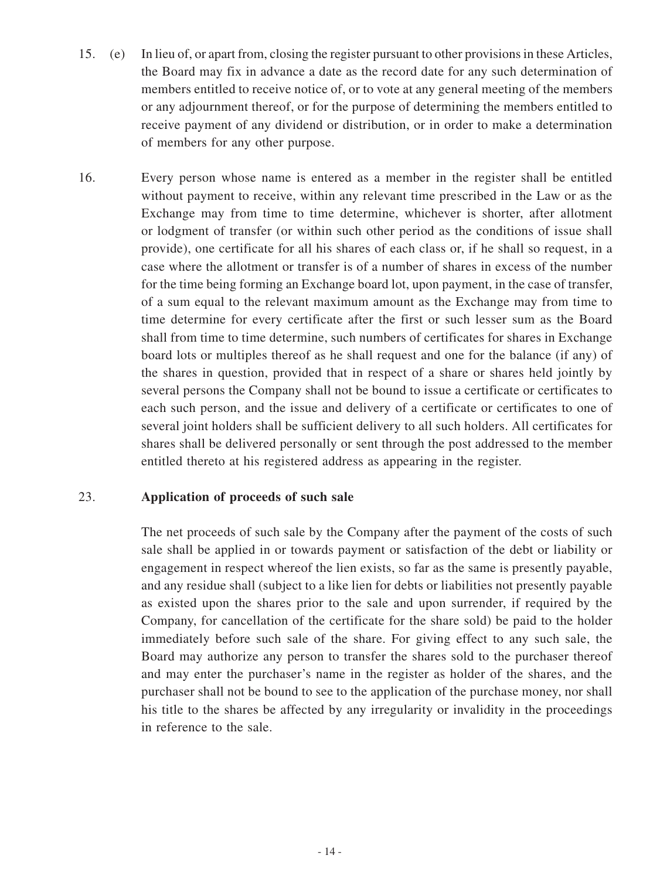15. (e) In lieu of, or apart from, closing the register pursuant to other provisions in these Articles, the Board may fix in advance a date as the record date for any such determination of members entitled to receive notice of, or to vote at any general meeting of the members or any adjournment thereof, or for the purpose of determining the members entitled to receive payment of any dividend or distribution, or in order to make a determination of members for any other purpose.

16. Every person whose name is entered as a member in the register shall be entitled without payment to receive, within any relevant time prescribed in the Law or as the Exchange may from time to time determine, whichever is shorter, after allotment or lodgment of transfer (or within such other period as the conditions of issue shall provide), one certificate for all his shares of each class or, if he shall so request, in a case where the allotment or transfer is of a number of shares in excess of the number for the time being forming an Exchange board lot, upon payment, in the case of transfer, of a sum equal to the relevant maximum amount as the Exchange may from time to time determine for every certificate after the first or such lesser sum as the Board shall from time to time determine, such numbers of certificates for shares in Exchange board lots or multiples thereof as he shall request and one for the balance (if any) of the shares in question, provided that in respect of a share or shares held jointly by several persons the Company shall not be bound to issue a certificate or certificates to each such person, and the issue and delivery of a certificate or certificates to one of several joint holders shall be sufficient delivery to all such holders. All certificates for shares shall be delivered personally or sent through the post addressed to the member entitled thereto at his registered address as appearing in the register.

23. **Application of proceeds of such sale**

The net proceeds of such sale by the Company after the payment of the costs of such sale shall be applied in or towards payment or satisfaction of the debt or liability or engagement in respect whereof the lien exists, so far as the same is presently payable, and any residue shall (subject to a like lien for debts or liabilities not presently payable as existed upon the shares prior to the sale and upon surrender, if required by the Company, for cancellation of the certificate for the share sold) be paid to the holder immediately before such sale of the share. For giving effect to any such sale, the Board may authorize any person to transfer the shares sold to the purchaser thereof and may enter the purchaser's name in the register as holder of the shares, and the purchaser shall not be bound to see to the application of the purchase money, nor shall his title to the shares be affected by any irregularity or invalidity in the proceedings in reference to the sale.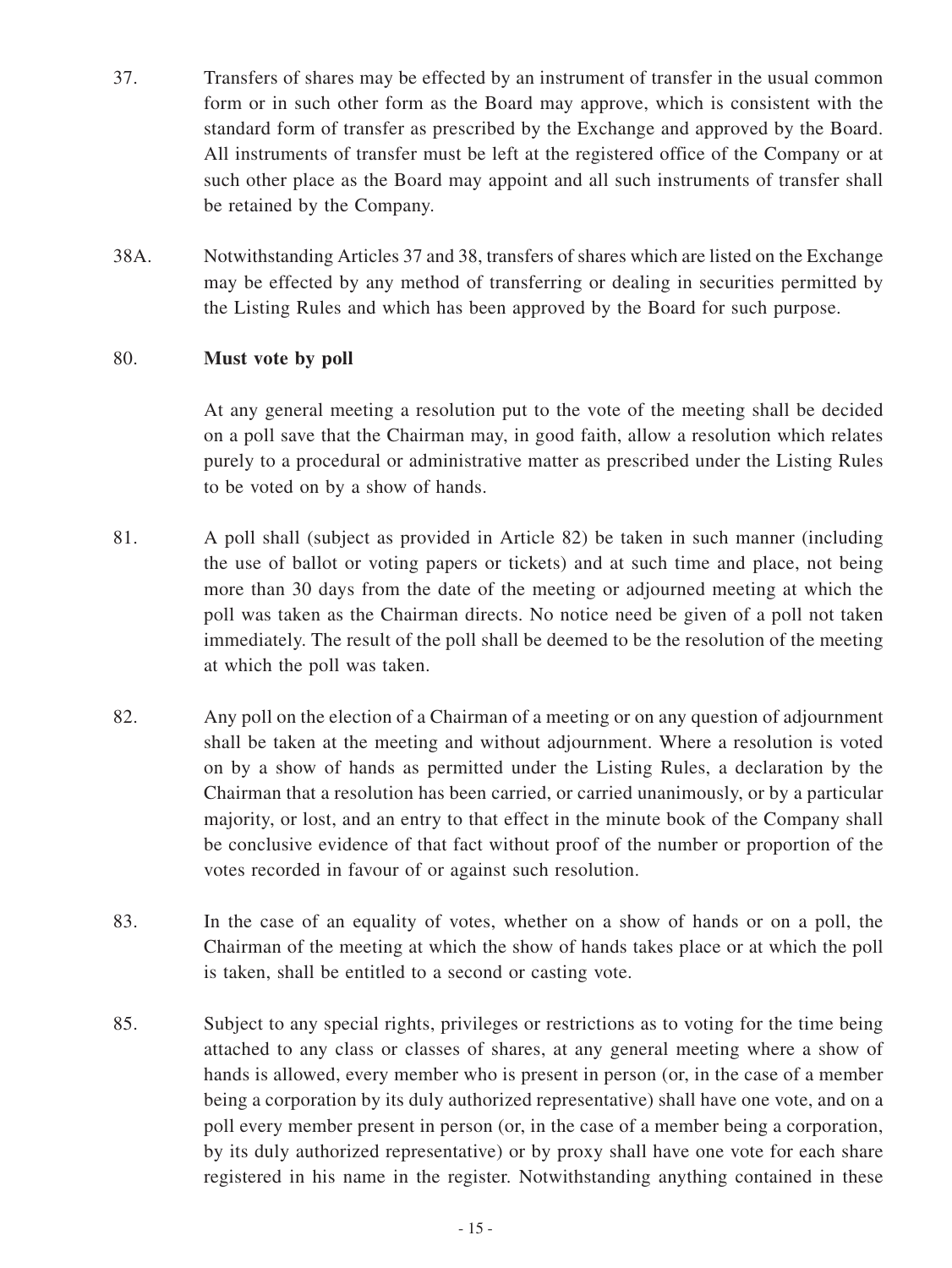37. Transfers of shares may be effected by an instrument of transfer in the usual common form or in such other form as the Board may approve, which is consistent with the standard form of transfer as prescribed by the Exchange and approved by the Board. All instruments of transfer must be left at the registered office of the Company or at such other place as the Board may appoint and all such instruments of transfer shall be retained by the Company.

38A. Notwithstanding Articles 37 and 38, transfers of shares which are listed on the Exchange may be effected by any method of transferring or dealing in securities permitted by the Listing Rules and which has been approved by the Board for such purpose.

80. **Must vote by poll**

At any general meeting a resolution put to the vote of the meeting shall be decided on a poll save that the Chairman may, in good faith, allow a resolution which relates purely to a procedural or administrative matter as prescribed under the Listing Rules to be voted on by a show of hands.

81. A poll shall (subject as provided in Article 82) be taken in such manner (including the use of ballot or voting papers or tickets) and at such time and place, not being more than 30 days from the date of the meeting or adjourned meeting at which the poll was taken as the Chairman directs. No notice need be given of a poll not taken immediately. The result of the poll shall be deemed to be the resolution of the meeting at which the poll was taken.

82. Any poll on the election of a Chairman of a meeting or on any question of adjournment shall be taken at the meeting and without adjournment. Where a resolution is voted on by a show of hands as permitted under the Listing Rules, a declaration by the Chairman that a resolution has been carried, or carried unanimously, or by a particular majority, or lost, and an entry to that effect in the minute book of the Company shall be conclusive evidence of that fact without proof of the number or proportion of the votes recorded in favour of or against such resolution.

83. In the case of an equality of votes, whether on a show of hands or on a poll, the Chairman of the meeting at which the show of hands takes place or at which the poll is taken, shall be entitled to a second or casting vote.

85. Subject to any special rights, privileges or restrictions as to voting for the time being attached to any class or classes of shares, at any general meeting where a show of hands is allowed, every member who is present in person (or, in the case of a member being a corporation by its duly authorized representative) shall have one vote, and on a poll every member present in person (or, in the case of a member being a corporation, by its duly authorized representative) or by proxy shall have one vote for each share registered in his name in the register. Notwithstanding anything contained in these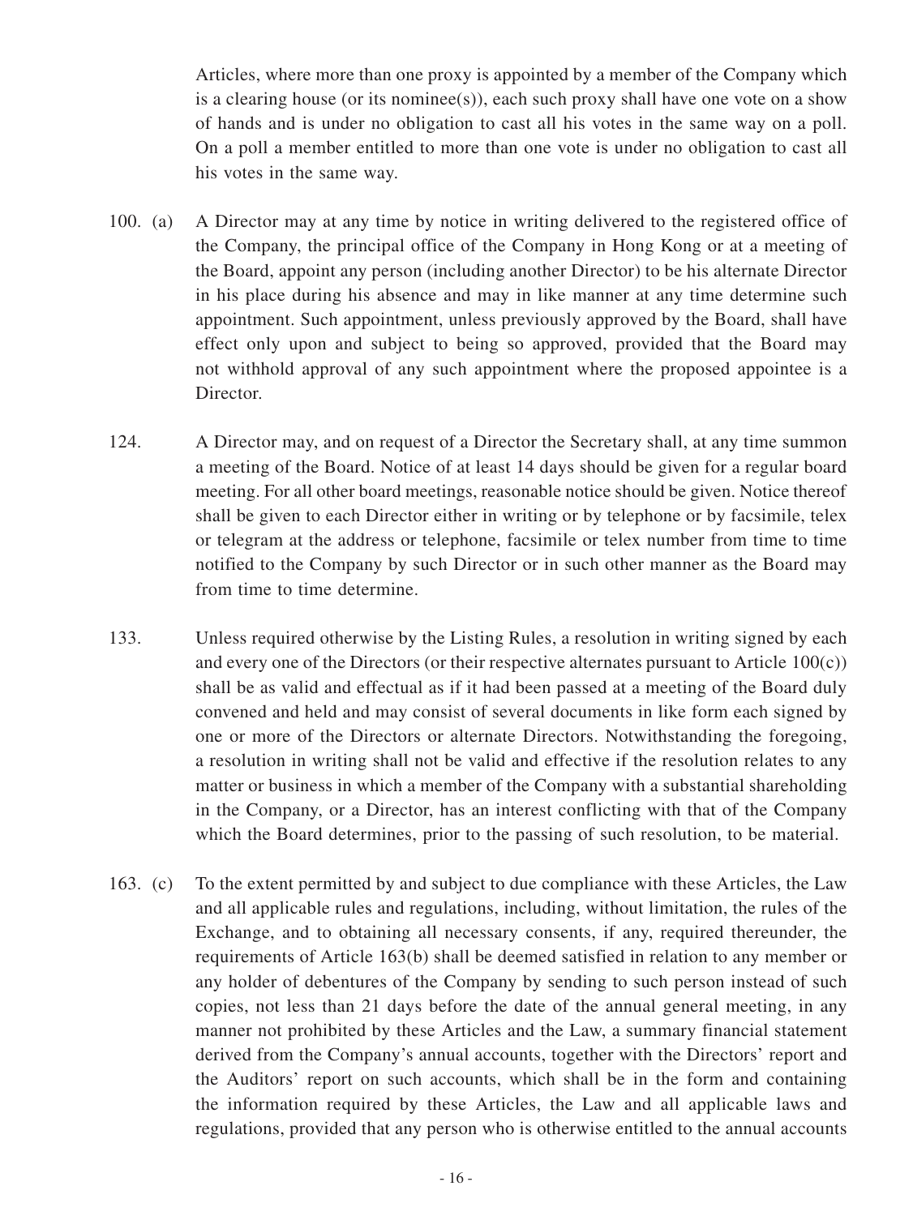Articles, where more than one proxy is appointed by a member of the Company which is a clearing house (or its nominee(s)), each such proxy shall have one vote on a show of hands and is under no obligation to cast all his votes in the same way on a poll. On a poll a member entitled to more than one vote is under no obligation to cast all his votes in the same way.

100. (a) A Director may at any time by notice in writing delivered to the registered office of the Company, the principal office of the Company in Hong Kong or at a meeting of the Board, appoint any person (including another Director) to be his alternate Director in his place during his absence and may in like manner at any time determine such appointment. Such appointment, unless previously approved by the Board, shall have effect only upon and subject to being so approved, provided that the Board may not withhold approval of any such appointment where the proposed appointee is a Director.

124. A Director may, and on request of a Director the Secretary shall, at any time summon a meeting of the Board. Notice of at least 14 days should be given for a regular board meeting. For all other board meetings, reasonable notice should be given. Notice thereof shall be given to each Director either in writing or by telephone or by facsimile, telex or telegram at the address or telephone, facsimile or telex number from time to time notified to the Company by such Director or in such other manner as the Board may from time to time determine.

133. Unless required otherwise by the Listing Rules, a resolution in writing signed by each and every one of the Directors (or their respective alternates pursuant to Article 100(c)) shall be as valid and effectual as if it had been passed at a meeting of the Board duly convened and held and may consist of several documents in like form each signed by one or more of the Directors or alternate Directors. Notwithstanding the foregoing, a resolution in writing shall not be valid and effective if the resolution relates to any matter or business in which a member of the Company with a substantial shareholding in the Company, or a Director, has an interest conflicting with that of the Company which the Board determines, prior to the passing of such resolution, to be material.

163. (c) To the extent permitted by and subject to due compliance with these Articles, the Law and all applicable rules and regulations, including, without limitation, the rules of the Exchange, and to obtaining all necessary consents, if any, required thereunder, the requirements of Article 163(b) shall be deemed satisfied in relation to any member or any holder of debentures of the Company by sending to such person instead of such copies, not less than 21 days before the date of the annual general meeting, in any manner not prohibited by these Articles and the Law, a summary financial statement derived from the Company's annual accounts, together with the Directors' report and the Auditors' report on such accounts, which shall be in the form and containing the information required by these Articles, the Law and all applicable laws and regulations, provided that any person who is otherwise entitled to the annual accounts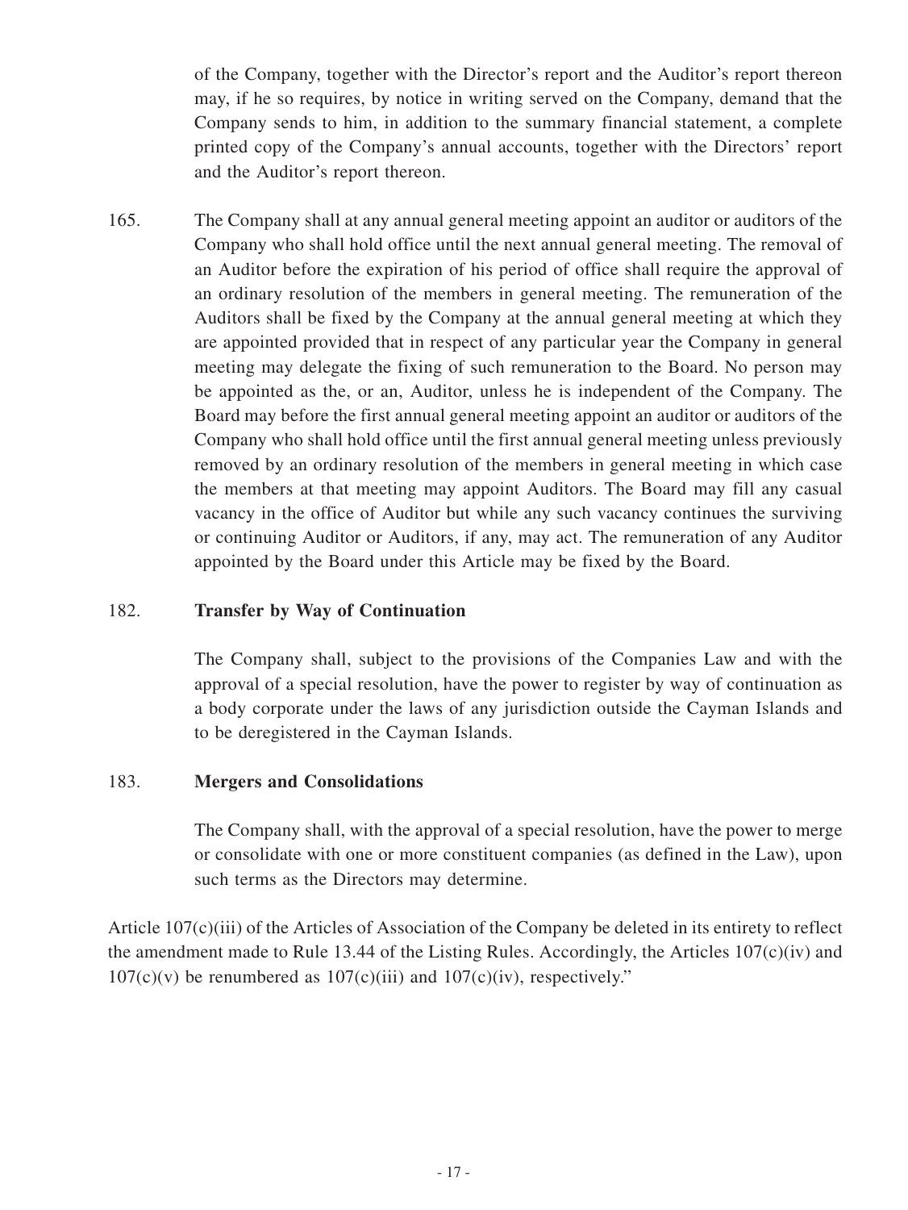of the Company, together with the Director's report and the Auditor's report thereon may, if he so requires, by notice in writing served on the Company, demand that the Company sends to him, in addition to the summary financial statement, a complete printed copy of the Company's annual accounts, together with the Directors' report and the Auditor's report thereon.

165. The Company shall at any annual general meeting appoint an auditor or auditors of the Company who shall hold office until the next annual general meeting. The removal of an Auditor before the expiration of his period of office shall require the approval of an ordinary resolution of the members in general meeting. The remuneration of the Auditors shall be fixed by the Company at the annual general meeting at which they are appointed provided that in respect of any particular year the Company in general meeting may delegate the fixing of such remuneration to the Board. No person may be appointed as the, or an, Auditor, unless he is independent of the Company. The Board may before the first annual general meeting appoint an auditor or auditors of the Company who shall hold office until the first annual general meeting unless previously removed by an ordinary resolution of the members in general meeting in which case the members at that meeting may appoint Auditors. The Board may fill any casual vacancy in the office of Auditor but while any such vacancy continues the surviving or continuing Auditor or Auditors, if any, may act. The remuneration of any Auditor appointed by the Board under this Article may be fixed by the Board.

182. **Transfer by Way of Continuation**

The Company shall, subject to the provisions of the Companies Law and with the approval of a special resolution, have the power to register by way of continuation as a body corporate under the laws of any jurisdiction outside the Cayman Islands and to be deregistered in the Cayman Islands.

183. **Mergers and Consolidations**

The Company shall, with the approval of a special resolution, have the power to merge or consolidate with one or more constituent companies (as defined in the Law), upon such terms as the Directors may determine.

Article 107(c)(iii) of the Articles of Association of the Company be deleted in its entirety to reflect the amendment made to Rule 13.44 of the Listing Rules. Accordingly, the Articles 107(c)(iv) and 107(c)(v) be renumbered as 107(c)(iii) and 107(c)(iv), respectively."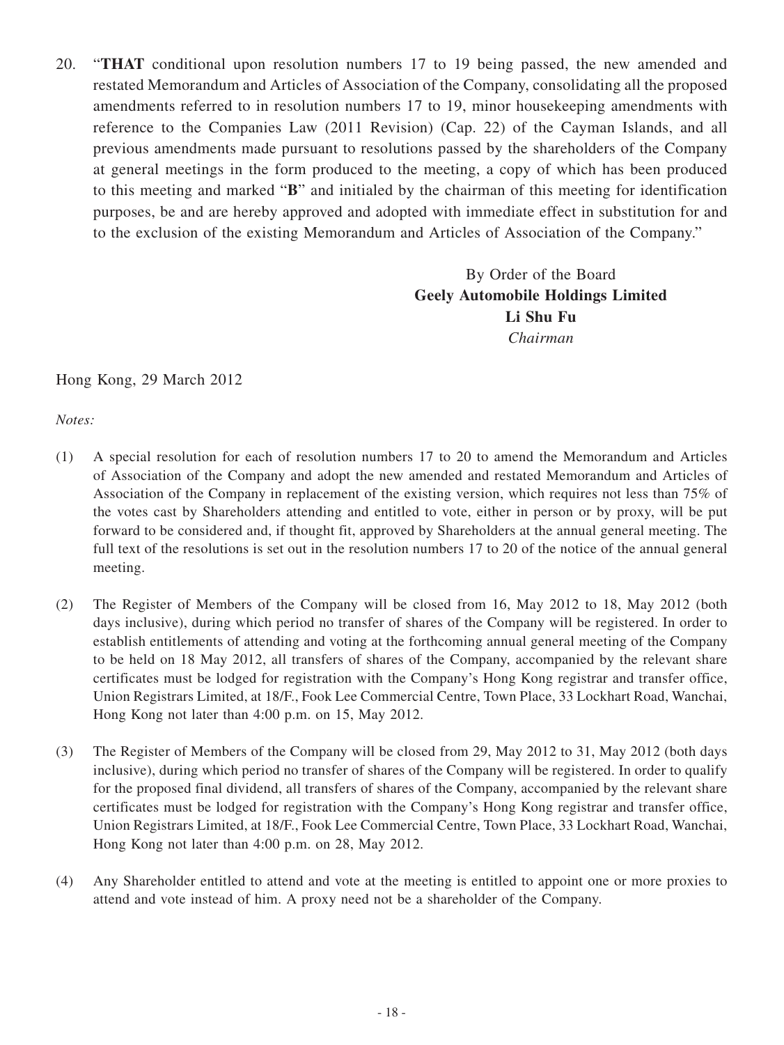20. "**THAT** conditional upon resolution numbers 17 to 19 being passed, the new amended and restated Memorandum and Articles of Association of the Company, consolidating all the proposed amendments referred to in resolution numbers 17 to 19, minor housekeeping amendments with reference to the Companies Law (2011 Revision) (Cap. 22) of the Cayman Islands, and all previous amendments made pursuant to resolutions passed by the shareholders of the Company at general meetings in the form produced to the meeting, a copy of which has been produced to this meeting and marked "**B**" and initialed by the chairman of this meeting for identification purposes, be and are hereby approved and adopted with immediate effect in substitution for and to the exclusion of the existing Memorandum and Articles of Association of the Company."

By Order of the Board
**Geely Automobile Holdings Limited**
**Li Shu Fu**
*Chairman*

Hong Kong, 29 March 2012

*Notes:*

(1) A special resolution for each of resolution numbers 17 to 20 to amend the Memorandum and Articles of Association of the Company and adopt the new amended and restated Memorandum and Articles of Association of the Company in replacement of the existing version, which requires not less than 75% of the votes cast by Shareholders attending and entitled to vote, either in person or by proxy, will be put forward to be considered and, if thought fit, approved by Shareholders at the annual general meeting. The full text of the resolutions is set out in the resolution numbers 17 to 20 of the notice of the annual general meeting.

(2) The Register of Members of the Company will be closed from 16, May 2012 to 18, May 2012 (both days inclusive), during which period no transfer of shares of the Company will be registered. In order to establish entitlements of attending and voting at the forthcoming annual general meeting of the Company to be held on 18 May 2012, all transfers of shares of the Company, accompanied by the relevant share certificates must be lodged for registration with the Company's Hong Kong registrar and transfer office, Union Registrars Limited, at 18/F., Fook Lee Commercial Centre, Town Place, 33 Lockhart Road, Wanchai, Hong Kong not later than 4:00 p.m. on 15, May 2012.

(3) The Register of Members of the Company will be closed from 29, May 2012 to 31, May 2012 (both days inclusive), during which period no transfer of shares of the Company will be registered. In order to qualify for the proposed final dividend, all transfers of shares of the Company, accompanied by the relevant share certificates must be lodged for registration with the Company's Hong Kong registrar and transfer office, Union Registrars Limited, at 18/F., Fook Lee Commercial Centre, Town Place, 33 Lockhart Road, Wanchai, Hong Kong not later than 4:00 p.m. on 28, May 2012.

(4) Any Shareholder entitled to attend and vote at the meeting is entitled to appoint one or more proxies to attend and vote instead of him. A proxy need not be a shareholder of the Company.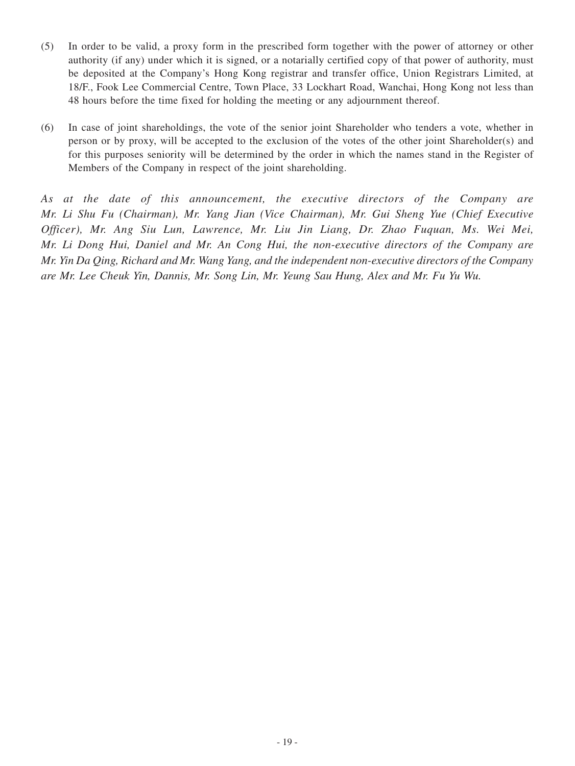(5) In order to be valid, a proxy form in the prescribed form together with the power of attorney or other authority (if any) under which it is signed, or a notarially certified copy of that power of authority, must be deposited at the Company's Hong Kong registrar and transfer office, Union Registrars Limited, at 18/F., Fook Lee Commercial Centre, Town Place, 33 Lockhart Road, Wanchai, Hong Kong not less than 48 hours before the time fixed for holding the meeting or any adjournment thereof.

(6) In case of joint shareholdings, the vote of the senior joint Shareholder who tenders a vote, whether in person or by proxy, will be accepted to the exclusion of the votes of the other joint Shareholder(s) and for this purposes seniority will be determined by the order in which the names stand in the Register of Members of the Company in respect of the joint shareholding.

*As at the date of this announcement, the executive directors of the Company are Mr. Li Shu Fu (Chairman), Mr. Yang Jian (Vice Chairman), Mr. Gui Sheng Yue (Chief Executive Officer), Mr. Ang Siu Lun, Lawrence, Mr. Liu Jin Liang, Dr. Zhao Fuquan, Ms. Wei Mei, Mr. Li Dong Hui, Daniel and Mr. An Cong Hui, the non-executive directors of the Company are Mr. Yin Da Qing, Richard and Mr. Wang Yang, and the independent non-executive directors of the Company are Mr. Lee Cheuk Yin, Dannis, Mr. Song Lin, Mr. Yeung Sau Hung, Alex and Mr. Fu Yu Wu.*